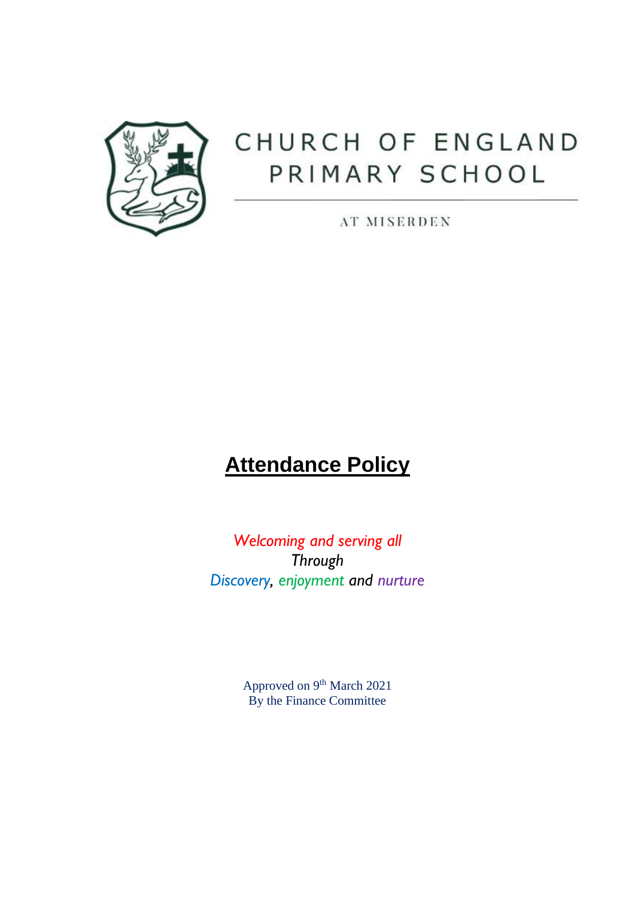CHURCH OF ENGLAND PRIMARY SCHOOL

AT MISERDEN

# Attendance Policy

*Welcoming and serving all*
*Through*
*Discovery, enjoyment and nurture*

Approved on 9th March 2021
By the Finance Committee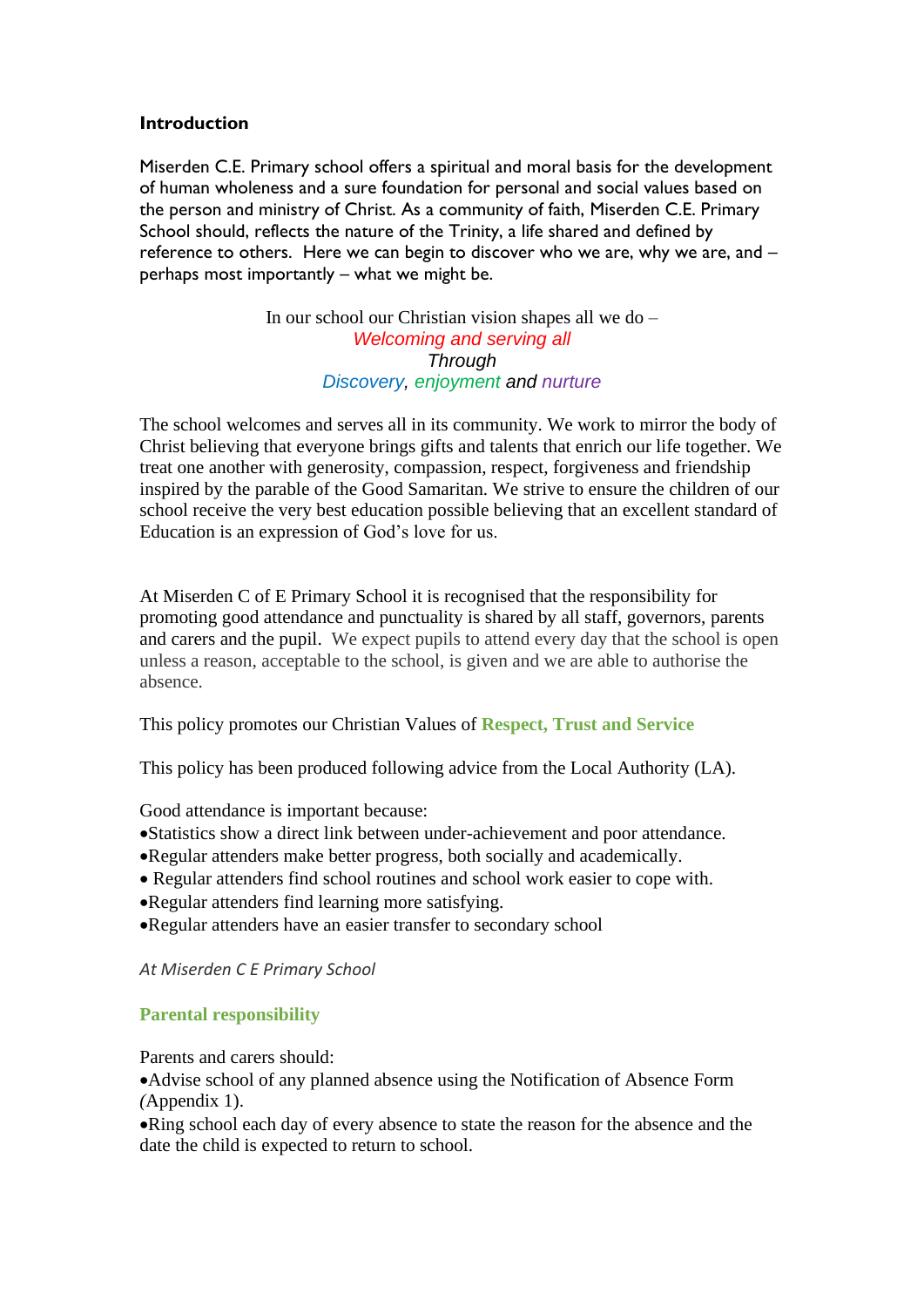## Introduction

Miserden C.E. Primary school offers a spiritual and moral basis for the development of human wholeness and a sure foundation for personal and social values based on the person and ministry of Christ. As a community of faith, Miserden C.E. Primary School should, reflects the nature of the Trinity, a life shared and defined by reference to others. Here we can begin to discover who we are, why we are, and – perhaps most importantly – what we might be.

In our school our Christian vision shapes all we do –
*Welcoming and serving all*
*Through*
*Discovery, enjoyment and nurture*

The school welcomes and serves all in its community. We work to mirror the body of Christ believing that everyone brings gifts and talents that enrich our life together. We treat one another with generosity, compassion, respect, forgiveness and friendship inspired by the parable of the Good Samaritan. We strive to ensure the children of our school receive the very best education possible believing that an excellent standard of Education is an expression of God's love for us.

At Miserden C of E Primary School it is recognised that the responsibility for promoting good attendance and punctuality is shared by all staff, governors, parents and carers and the pupil. We expect pupils to attend every day that the school is open unless a reason, acceptable to the school, is given and we are able to authorise the absence.

This policy promotes our Christian Values of **Respect, Trust and Service**

This policy has been produced following advice from the Local Authority (LA).

Good attendance is important because:

- Statistics show a direct link between under-achievement and poor attendance.
- Regular attenders make better progress, both socially and academically.
- Regular attenders find school routines and school work easier to cope with.
- Regular attenders find learning more satisfying.
- Regular attenders have an easier transfer to secondary school

*At Miserden C E Primary School*

### Parental responsibility

Parents and carers should:

- Advise school of any planned absence using the Notification of Absence Form (Appendix 1).
- Ring school each day of every absence to state the reason for the absence and the date the child is expected to return to school.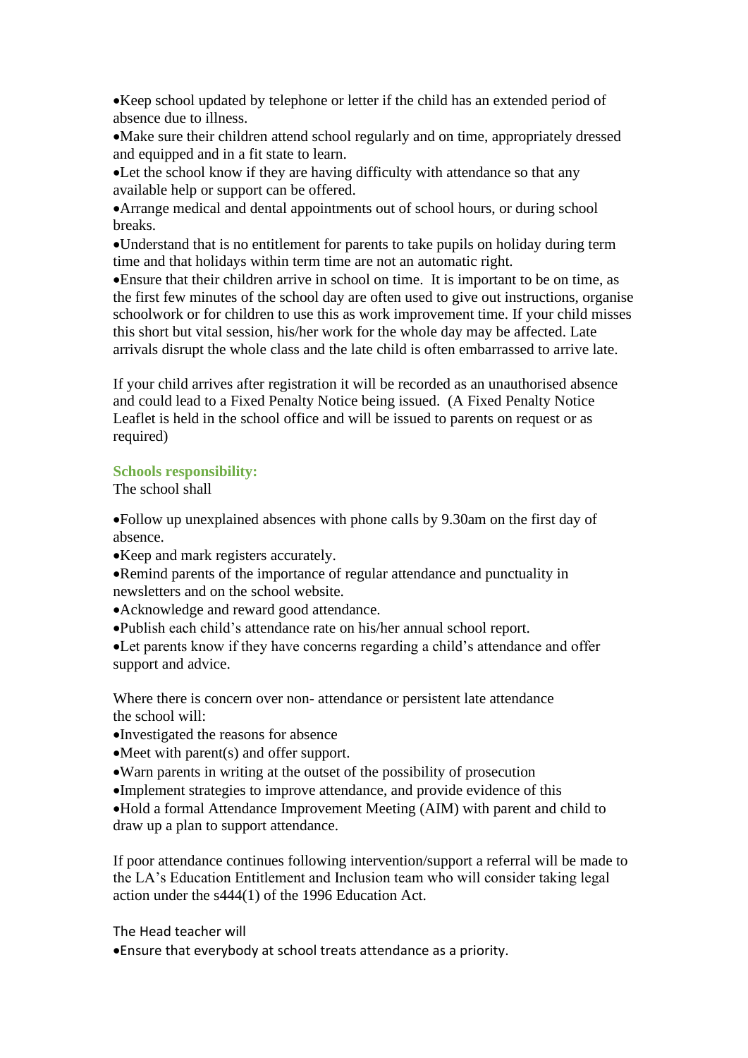- Keep school updated by telephone or letter if the child has an extended period of absence due to illness.
- Make sure their children attend school regularly and on time, appropriately dressed and equipped and in a fit state to learn.
- Let the school know if they are having difficulty with attendance so that any available help or support can be offered.
- Arrange medical and dental appointments out of school hours, or during school breaks.
- Understand that is no entitlement for parents to take pupils on holiday during term time and that holidays within term time are not an automatic right.
- Ensure that their children arrive in school on time. It is important to be on time, as the first few minutes of the school day are often used to give out instructions, organise schoolwork or for children to use this as work improvement time. If your child misses this short but vital session, his/her work for the whole day may be affected. Late arrivals disrupt the whole class and the late child is often embarrassed to arrive late.

If your child arrives after registration it will be recorded as an unauthorised absence and could lead to a Fixed Penalty Notice being issued. (A Fixed Penalty Notice Leaflet is held in the school office and will be issued to parents on request or as required)

### Schools responsibility:

The school shall

- Follow up unexplained absences with phone calls by 9.30am on the first day of absence.
- Keep and mark registers accurately.
- Remind parents of the importance of regular attendance and punctuality in newsletters and on the school website.
- Acknowledge and reward good attendance.
- Publish each child's attendance rate on his/her annual school report.
- Let parents know if they have concerns regarding a child's attendance and offer support and advice.

Where there is concern over non- attendance or persistent late attendance the school will:

- Investigated the reasons for absence
- Meet with parent(s) and offer support.
- Warn parents in writing at the outset of the possibility of prosecution
- Implement strategies to improve attendance, and provide evidence of this
- Hold a formal Attendance Improvement Meeting (AIM) with parent and child to draw up a plan to support attendance.

If poor attendance continues following intervention/support a referral will be made to the LA's Education Entitlement and Inclusion team who will consider taking legal action under the s444(1) of the 1996 Education Act.

The Head teacher will

- Ensure that everybody at school treats attendance as a priority.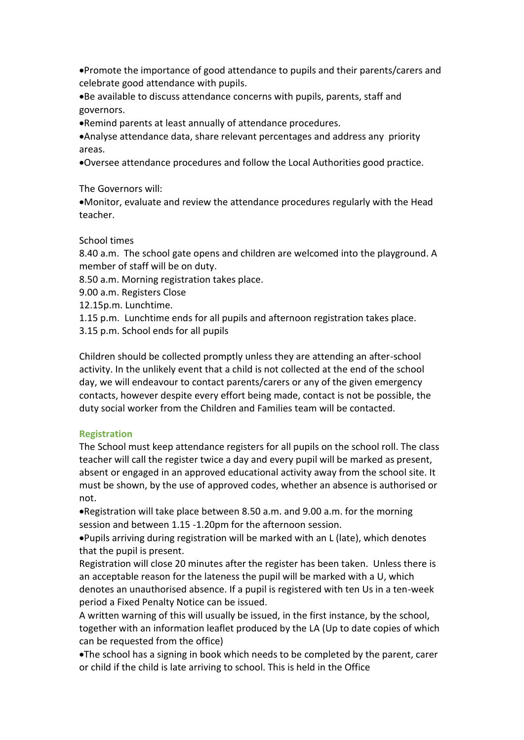- Promote the importance of good attendance to pupils and their parents/carers and celebrate good attendance with pupils.
- Be available to discuss attendance concerns with pupils, parents, staff and governors.
- Remind parents at least annually of attendance procedures.
- Analyse attendance data, share relevant percentages and address any priority areas.
- Oversee attendance procedures and follow the Local Authorities good practice.

The Governors will:

- Monitor, evaluate and review the attendance procedures regularly with the Head teacher.

School times

8.40 a.m. The school gate opens and children are welcomed into the playground. A member of staff will be on duty.

8.50 a.m. Morning registration takes place.

9.00 a.m. Registers Close

12.15p.m. Lunchtime.

1.15 p.m. Lunchtime ends for all pupils and afternoon registration takes place.

3.15 p.m. School ends for all pupils

Children should be collected promptly unless they are attending an after-school activity. In the unlikely event that a child is not collected at the end of the school day, we will endeavour to contact parents/carers or any of the given emergency contacts, however despite every effort being made, contact is not be possible, the duty social worker from the Children and Families team will be contacted.

## Registration

The School must keep attendance registers for all pupils on the school roll. The class teacher will call the register twice a day and every pupil will be marked as present, absent or engaged in an approved educational activity away from the school site. It must be shown, by the use of approved codes, whether an absence is authorised or not.

- Registration will take place between 8.50 a.m. and 9.00 a.m. for the morning session and between 1.15 -1.20pm for the afternoon session.
- Pupils arriving during registration will be marked with an L (late), which denotes that the pupil is present.

Registration will close 20 minutes after the register has been taken. Unless there is an acceptable reason for the lateness the pupil will be marked with a U, which denotes an unauthorised absence. If a pupil is registered with ten Us in a ten-week period a Fixed Penalty Notice can be issued.

A written warning of this will usually be issued, in the first instance, by the school, together with an information leaflet produced by the LA (Up to date copies of which can be requested from the office)

- The school has a signing in book which needs to be completed by the parent, carer or child if the child is late arriving to school. This is held in the Office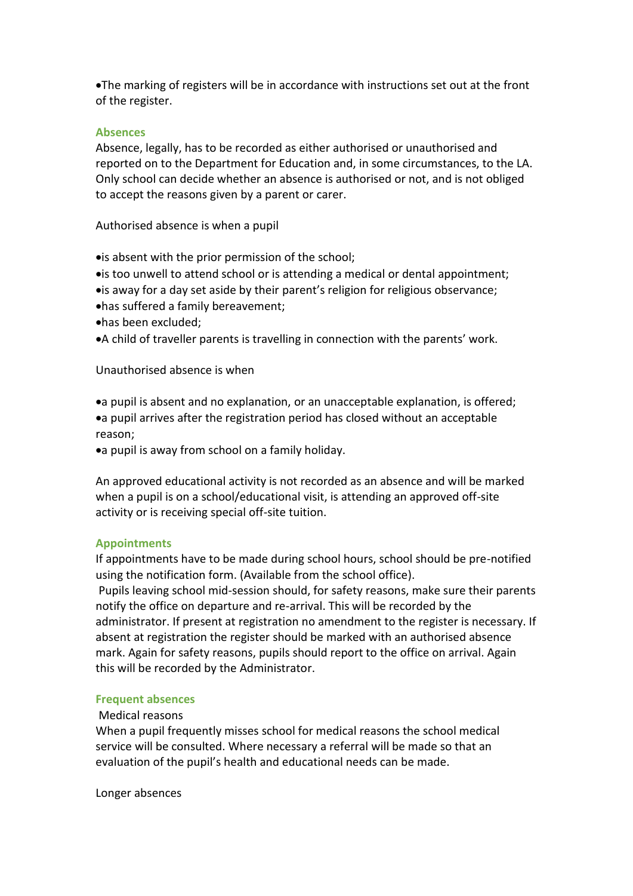- The marking of registers will be in accordance with instructions set out at the front of the register.

### Absences

Absence, legally, has to be recorded as either authorised or unauthorised and reported on to the Department for Education and, in some circumstances, to the LA. Only school can decide whether an absence is authorised or not, and is not obliged to accept the reasons given by a parent or carer.

Authorised absence is when a pupil

- is absent with the prior permission of the school;
- is too unwell to attend school or is attending a medical or dental appointment;
- is away for a day set aside by their parent's religion for religious observance;
- has suffered a family bereavement;
- has been excluded;
- A child of traveller parents is travelling in connection with the parents' work.

Unauthorised absence is when

- a pupil is absent and no explanation, or an unacceptable explanation, is offered;
- a pupil arrives after the registration period has closed without an acceptable reason;
- a pupil is away from school on a family holiday.

An approved educational activity is not recorded as an absence and will be marked when a pupil is on a school/educational visit, is attending an approved off-site activity or is receiving special off-site tuition.

### Appointments

If appointments have to be made during school hours, school should be pre-notified using the notification form. (Available from the school office).

Pupils leaving school mid-session should, for safety reasons, make sure their parents notify the office on departure and re-arrival. This will be recorded by the administrator. If present at registration no amendment to the register is necessary. If absent at registration the register should be marked with an authorised absence mark. Again for safety reasons, pupils should report to the office on arrival. Again this will be recorded by the Administrator.

### Frequent absences

Medical reasons

When a pupil frequently misses school for medical reasons the school medical service will be consulted. Where necessary a referral will be made so that an evaluation of the pupil's health and educational needs can be made.

Longer absences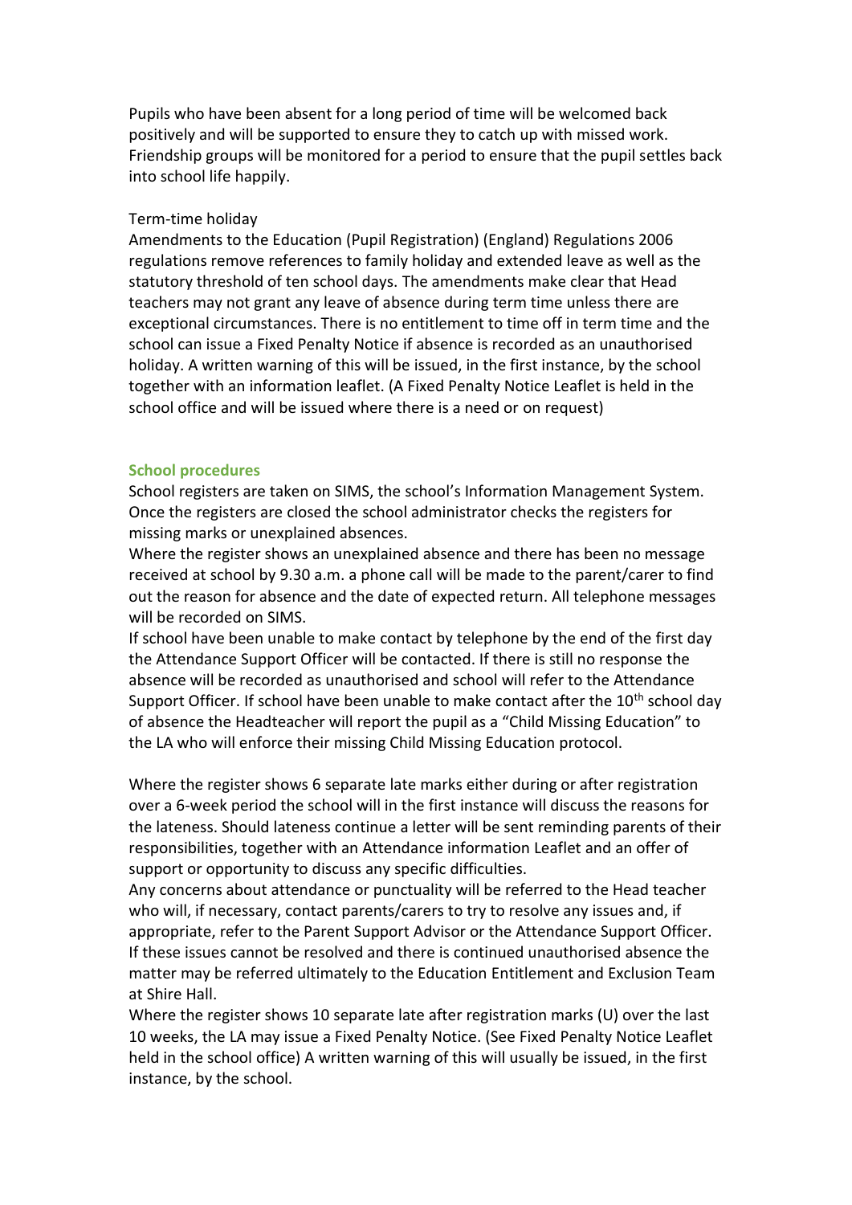Pupils who have been absent for a long period of time will be welcomed back positively and will be supported to ensure they to catch up with missed work. Friendship groups will be monitored for a period to ensure that the pupil settles back into school life happily.

Term-time holiday

Amendments to the Education (Pupil Registration) (England) Regulations 2006 regulations remove references to family holiday and extended leave as well as the statutory threshold of ten school days. The amendments make clear that Head teachers may not grant any leave of absence during term time unless there are exceptional circumstances. There is no entitlement to time off in term time and the school can issue a Fixed Penalty Notice if absence is recorded as an unauthorised holiday. A written warning of this will be issued, in the first instance, by the school together with an information leaflet. (A Fixed Penalty Notice Leaflet is held in the school office and will be issued where there is a need or on request)

## School procedures

School registers are taken on SIMS, the school's Information Management System. Once the registers are closed the school administrator checks the registers for missing marks or unexplained absences.

Where the register shows an unexplained absence and there has been no message received at school by 9.30 a.m. a phone call will be made to the parent/carer to find out the reason for absence and the date of expected return. All telephone messages will be recorded on SIMS.

If school have been unable to make contact by telephone by the end of the first day the Attendance Support Officer will be contacted. If there is still no response the absence will be recorded as unauthorised and school will refer to the Attendance Support Officer. If school have been unable to make contact after the 10th school day of absence the Headteacher will report the pupil as a "Child Missing Education" to the LA who will enforce their missing Child Missing Education protocol.

Where the register shows 6 separate late marks either during or after registration over a 6-week period the school will in the first instance will discuss the reasons for the lateness. Should lateness continue a letter will be sent reminding parents of their responsibilities, together with an Attendance information Leaflet and an offer of support or opportunity to discuss any specific difficulties.

Any concerns about attendance or punctuality will be referred to the Head teacher who will, if necessary, contact parents/carers to try to resolve any issues and, if appropriate, refer to the Parent Support Advisor or the Attendance Support Officer. If these issues cannot be resolved and there is continued unauthorised absence the matter may be referred ultimately to the Education Entitlement and Exclusion Team at Shire Hall.

Where the register shows 10 separate late after registration marks (U) over the last 10 weeks, the LA may issue a Fixed Penalty Notice. (See Fixed Penalty Notice Leaflet held in the school office) A written warning of this will usually be issued, in the first instance, by the school.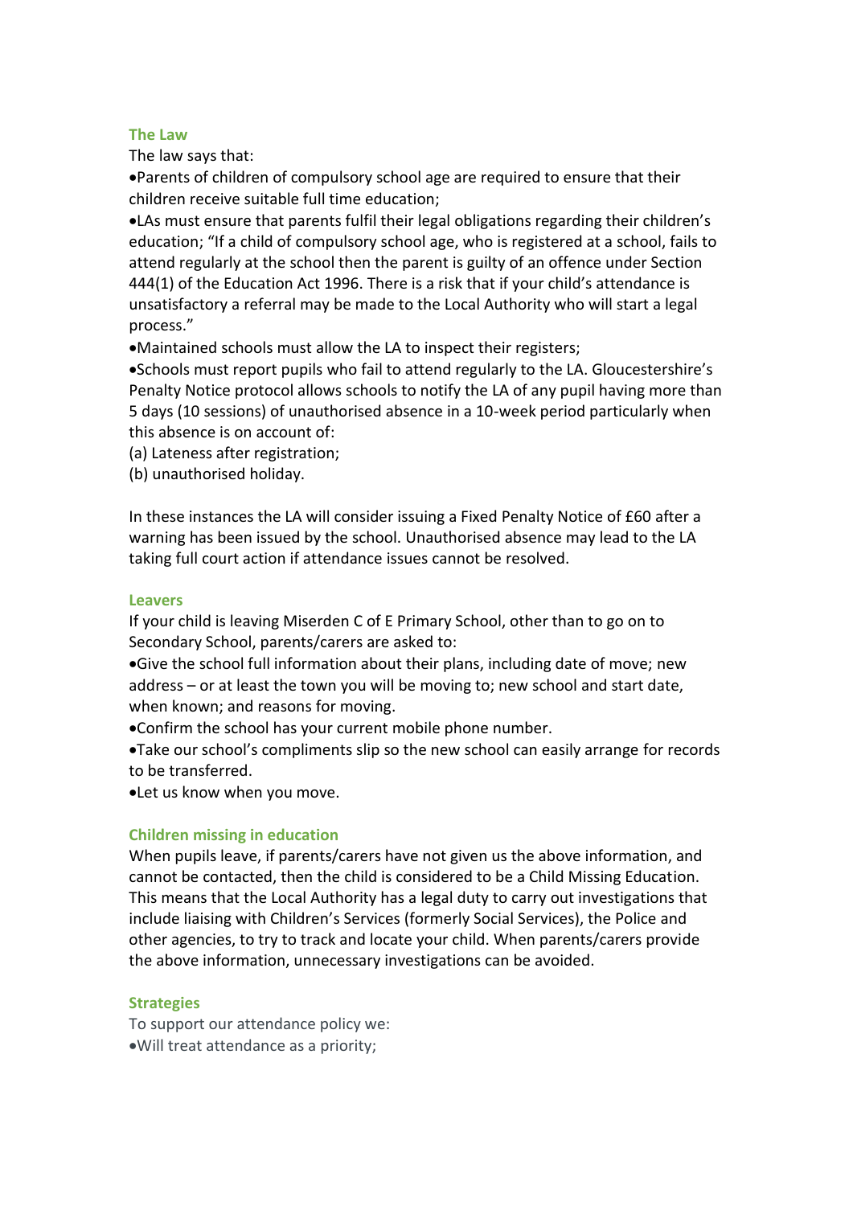## The Law

The law says that:

- Parents of children of compulsory school age are required to ensure that their children receive suitable full time education;
- LAs must ensure that parents fulfil their legal obligations regarding their children's education; "If a child of compulsory school age, who is registered at a school, fails to attend regularly at the school then the parent is guilty of an offence under Section 444(1) of the Education Act 1996. There is a risk that if your child's attendance is unsatisfactory a referral may be made to the Local Authority who will start a legal process."
- Maintained schools must allow the LA to inspect their registers;
- Schools must report pupils who fail to attend regularly to the LA. Gloucestershire's Penalty Notice protocol allows schools to notify the LA of any pupil having more than 5 days (10 sessions) of unauthorised absence in a 10-week period particularly when this absence is on account of:

(a) Lateness after registration;
(b) unauthorised holiday.

In these instances the LA will consider issuing a Fixed Penalty Notice of £60 after a warning has been issued by the school. Unauthorised absence may lead to the LA taking full court action if attendance issues cannot be resolved.

## Leavers

If your child is leaving Miserden C of E Primary School, other than to go on to Secondary School, parents/carers are asked to:

- Give the school full information about their plans, including date of move; new address – or at least the town you will be moving to; new school and start date, when known; and reasons for moving.
- Confirm the school has your current mobile phone number.
- Take our school's compliments slip so the new school can easily arrange for records to be transferred.
- Let us know when you move.

## Children missing in education

When pupils leave, if parents/carers have not given us the above information, and cannot be contacted, then the child is considered to be a Child Missing Education. This means that the Local Authority has a legal duty to carry out investigations that include liaising with Children's Services (formerly Social Services), the Police and other agencies, to try to track and locate your child. When parents/carers provide the above information, unnecessary investigations can be avoided.

## Strategies

To support our attendance policy we:

- Will treat attendance as a priority;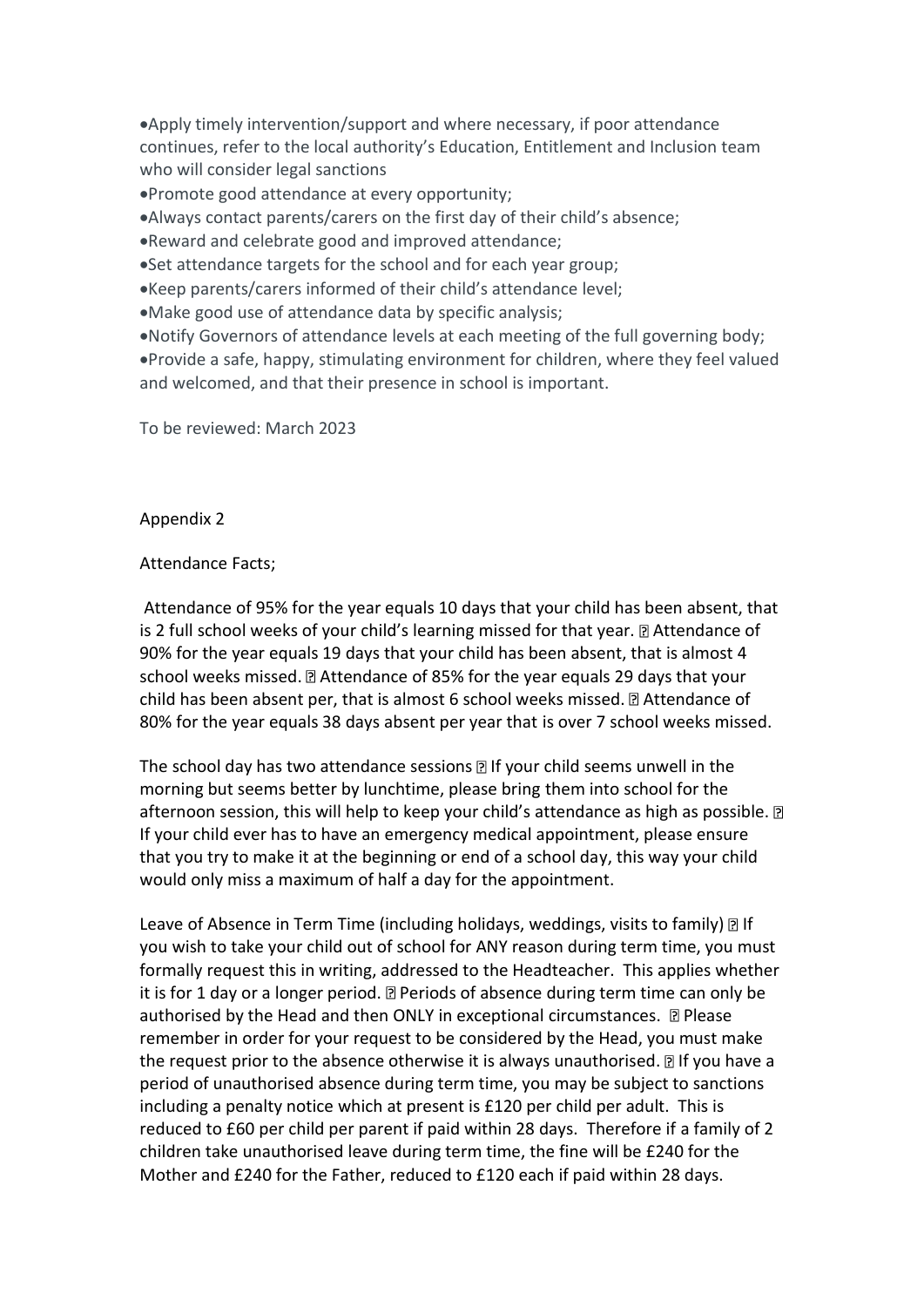- Apply timely intervention/support and where necessary, if poor attendance continues, refer to the local authority's Education, Entitlement and Inclusion team who will consider legal sanctions
- Promote good attendance at every opportunity;
- Always contact parents/carers on the first day of their child's absence;
- Reward and celebrate good and improved attendance;
- Set attendance targets for the school and for each year group;
- Keep parents/carers informed of their child's attendance level;
- Make good use of attendance data by specific analysis;
- Notify Governors of attendance levels at each meeting of the full governing body;
- Provide a safe, happy, stimulating environment for children, where they feel valued and welcomed, and that their presence in school is important.

To be reviewed: March 2023

Appendix 2

Attendance Facts;

Attendance of 95% for the year equals 10 days that your child has been absent, that is 2 full school weeks of your child's learning missed for that year. ▯ Attendance of 90% for the year equals 19 days that your child has been absent, that is almost 4 school weeks missed. ▯ Attendance of 85% for the year equals 29 days that your child has been absent per, that is almost 6 school weeks missed. ▯ Attendance of 80% for the year equals 38 days absent per year that is over 7 school weeks missed.

The school day has two attendance sessions ▯ If your child seems unwell in the morning but seems better by lunchtime, please bring them into school for the afternoon session, this will help to keep your child's attendance as high as possible. ▯ If your child ever has to have an emergency medical appointment, please ensure that you try to make it at the beginning or end of a school day, this way your child would only miss a maximum of half a day for the appointment.

Leave of Absence in Term Time (including holidays, weddings, visits to family) ▯ If you wish to take your child out of school for ANY reason during term time, you must formally request this in writing, addressed to the Headteacher. This applies whether it is for 1 day or a longer period. ▯ Periods of absence during term time can only be authorised by the Head and then ONLY in exceptional circumstances. ▯ Please remember in order for your request to be considered by the Head, you must make the request prior to the absence otherwise it is always unauthorised. ▯ If you have a period of unauthorised absence during term time, you may be subject to sanctions including a penalty notice which at present is £120 per child per adult. This is reduced to £60 per child per parent if paid within 28 days. Therefore if a family of 2 children take unauthorised leave during term time, the fine will be £240 for the Mother and £240 for the Father, reduced to £120 each if paid within 28 days.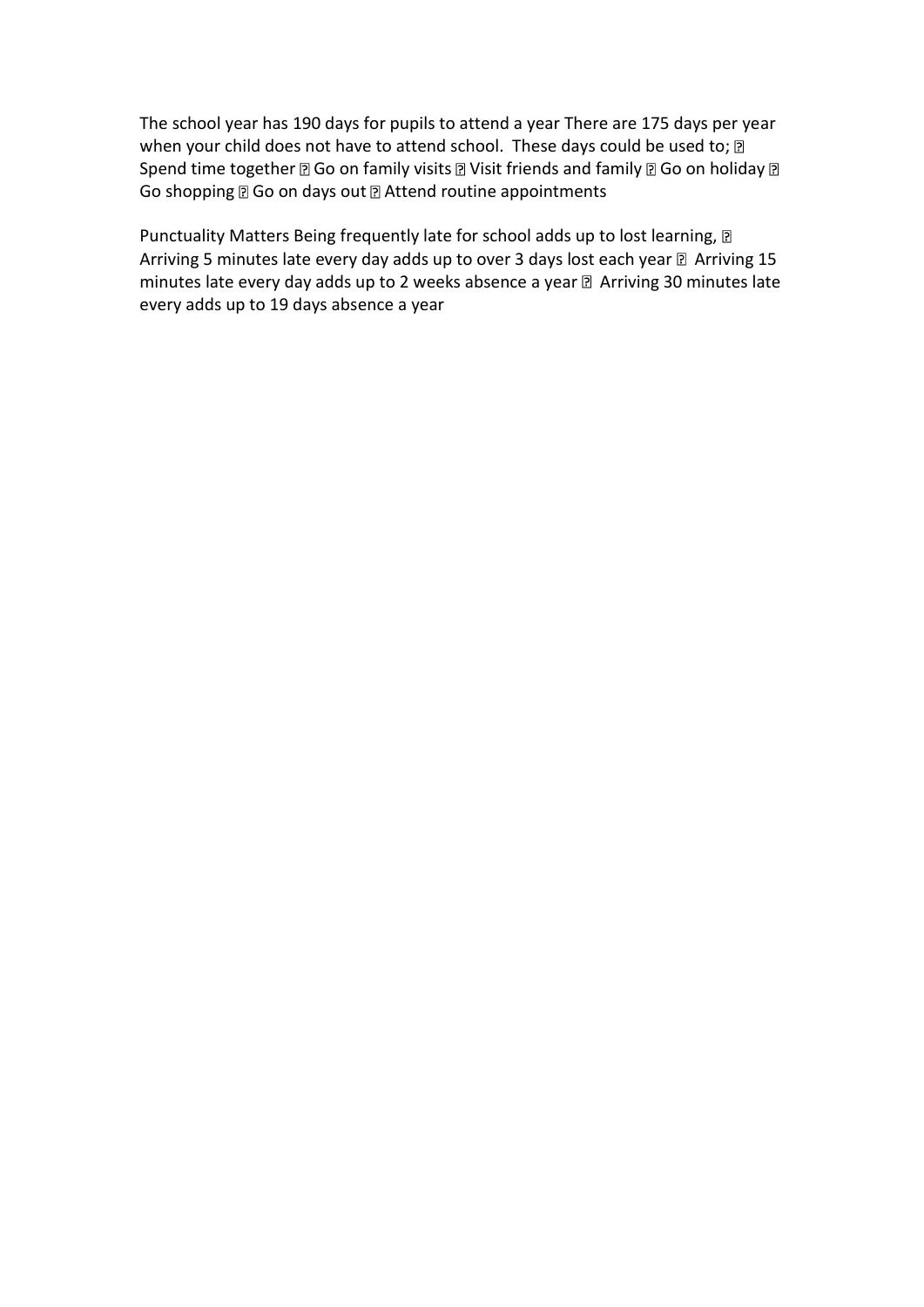The school year has 190 days for pupils to attend a year There are 175 days per year when your child does not have to attend school. These days could be used to;

- Spend time together
- Go on family visits
- Visit friends and family
- Go on holiday
- Go shopping
- Go on days out
- Attend routine appointments

Punctuality Matters Being frequently late for school adds up to lost learning,

- Arriving 5 minutes late every day adds up to over 3 days lost each year
- Arriving 15 minutes late every day adds up to 2 weeks absence a year
- Arriving 30 minutes late every adds up to 19 days absence a year